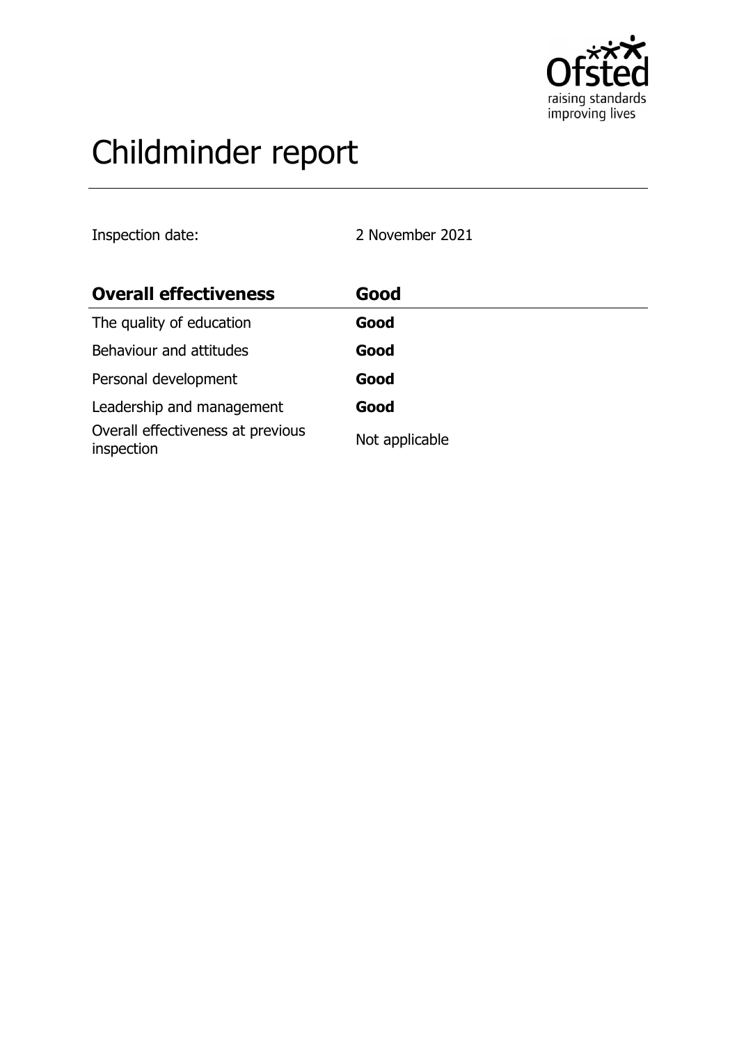# Childminder report

Inspection date: 2 November 2021

| Overall effectiveness | Good |
| --- | --- |
| The quality of education | **Good** |
| Behaviour and attitudes | **Good** |
| Personal development | **Good** |
| Leadership and management | **Good** |
| Overall effectiveness at previous inspection | Not applicable |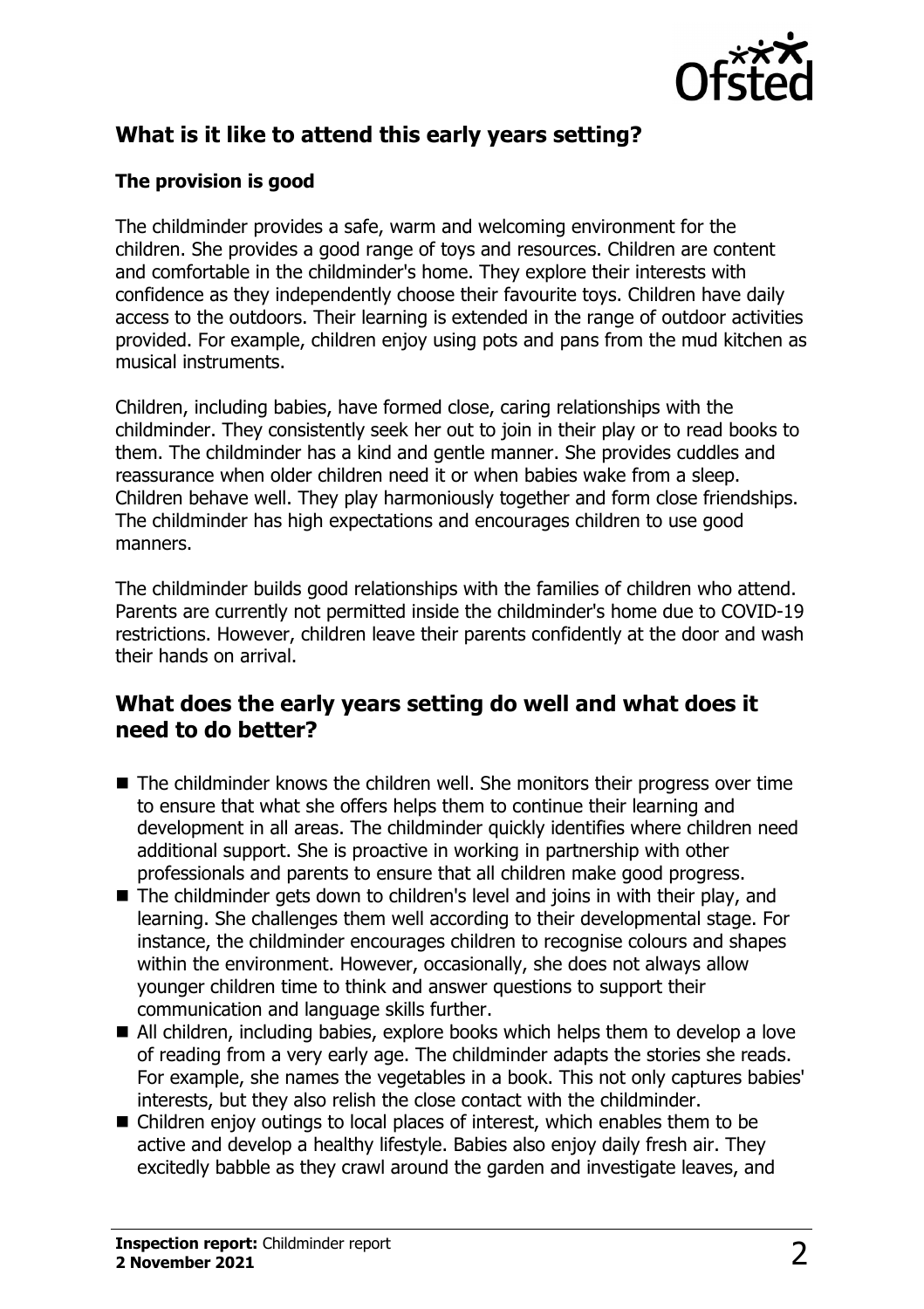## What is it like to attend this early years setting?

### The provision is good

The childminder provides a safe, warm and welcoming environment for the children. She provides a good range of toys and resources. Children are content and comfortable in the childminder's home. They explore their interests with confidence as they independently choose their favourite toys. Children have daily access to the outdoors. Their learning is extended in the range of outdoor activities provided. For example, children enjoy using pots and pans from the mud kitchen as musical instruments.

Children, including babies, have formed close, caring relationships with the childminder. They consistently seek her out to join in their play or to read books to them. The childminder has a kind and gentle manner. She provides cuddles and reassurance when older children need it or when babies wake from a sleep. Children behave well. They play harmoniously together and form close friendships. The childminder has high expectations and encourages children to use good manners.

The childminder builds good relationships with the families of children who attend. Parents are currently not permitted inside the childminder's home due to COVID-19 restrictions. However, children leave their parents confidently at the door and wash their hands on arrival.

## What does the early years setting do well and what does it need to do better?

- The childminder knows the children well. She monitors their progress over time to ensure that what she offers helps them to continue their learning and development in all areas. The childminder quickly identifies where children need additional support. She is proactive in working in partnership with other professionals and parents to ensure that all children make good progress.
- The childminder gets down to children's level and joins in with their play, and learning. She challenges them well according to their developmental stage. For instance, the childminder encourages children to recognise colours and shapes within the environment. However, occasionally, she does not always allow younger children time to think and answer questions to support their communication and language skills further.
- All children, including babies, explore books which helps them to develop a love of reading from a very early age. The childminder adapts the stories she reads. For example, she names the vegetables in a book. This not only captures babies' interests, but they also relish the close contact with the childminder.
- Children enjoy outings to local places of interest, which enables them to be active and develop a healthy lifestyle. Babies also enjoy daily fresh air. They excitedly babble as they crawl around the garden and investigate leaves, and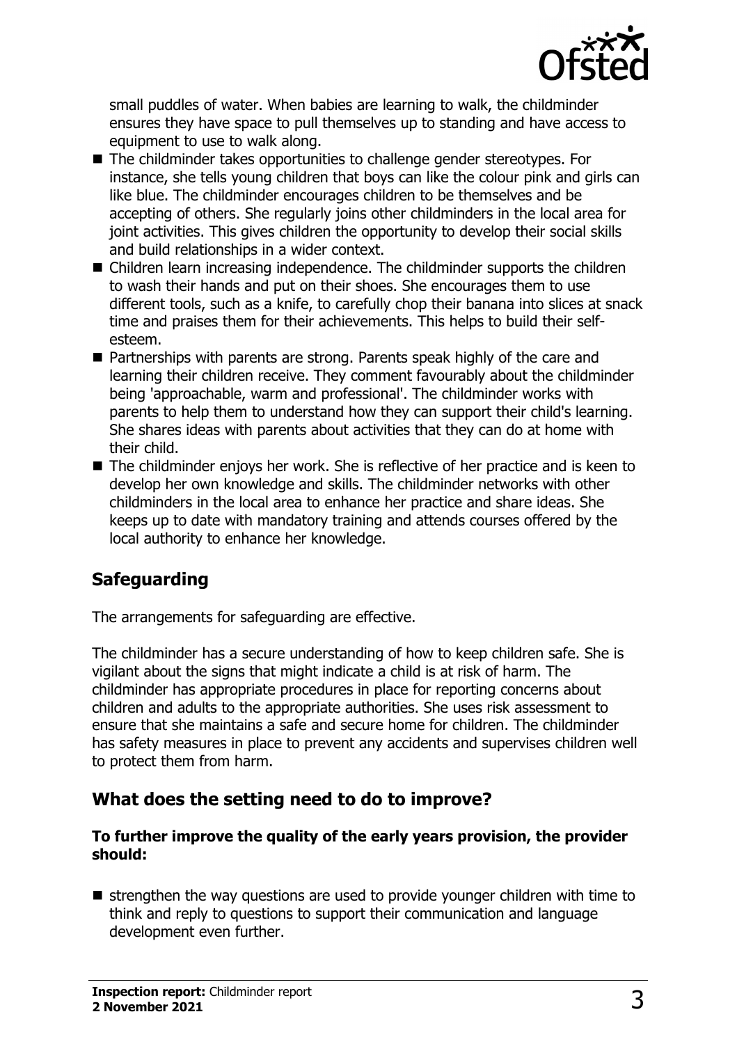small puddles of water. When babies are learning to walk, the childminder ensures they have space to pull themselves up to standing and have access to equipment to use to walk along.

- The childminder takes opportunities to challenge gender stereotypes. For instance, she tells young children that boys can like the colour pink and girls can like blue. The childminder encourages children to be themselves and be accepting of others. She regularly joins other childminders in the local area for joint activities. This gives children the opportunity to develop their social skills and build relationships in a wider context.
- Children learn increasing independence. The childminder supports the children to wash their hands and put on their shoes. She encourages them to use different tools, such as a knife, to carefully chop their banana into slices at snack time and praises them for their achievements. This helps to build their self-esteem.
- Partnerships with parents are strong. Parents speak highly of the care and learning their children receive. They comment favourably about the childminder being 'approachable, warm and professional'. The childminder works with parents to help them to understand how they can support their child's learning. She shares ideas with parents about activities that they can do at home with their child.
- The childminder enjoys her work. She is reflective of her practice and is keen to develop her own knowledge and skills. The childminder networks with other childminders in the local area to enhance her practice and share ideas. She keeps up to date with mandatory training and attends courses offered by the local authority to enhance her knowledge.

## Safeguarding

The arrangements for safeguarding are effective.

The childminder has a secure understanding of how to keep children safe. She is vigilant about the signs that might indicate a child is at risk of harm. The childminder has appropriate procedures in place for reporting concerns about children and adults to the appropriate authorities. She uses risk assessment to ensure that she maintains a safe and secure home for children. The childminder has safety measures in place to prevent any accidents and supervises children well to protect them from harm.

## What does the setting need to do to improve?

**To further improve the quality of the early years provision, the provider should:**

- strengthen the way questions are used to provide younger children with time to think and reply to questions to support their communication and language development even further.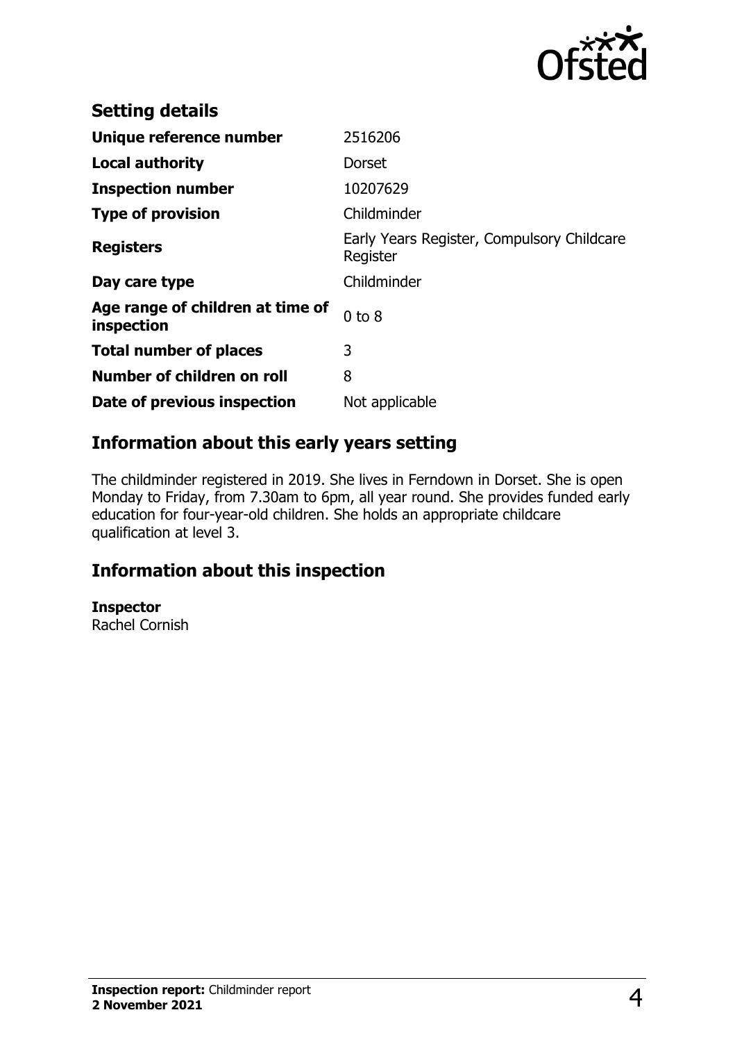## Setting details

| | |
|---|---|
| **Unique reference number** | 2516206 |
| **Local authority** | Dorset |
| **Inspection number** | 10207629 |
| **Type of provision** | Childminder |
| **Registers** | Early Years Register, Compulsory Childcare Register |
| **Day care type** | Childminder |
| **Age range of children at time of inspection** | 0 to 8 |
| **Total number of places** | 3 |
| **Number of children on roll** | 8 |
| **Date of previous inspection** | Not applicable |

## Information about this early years setting

The childminder registered in 2019. She lives in Ferndown in Dorset. She is open Monday to Friday, from 7.30am to 6pm, all year round. She provides funded early education for four-year-old children. She holds an appropriate childcare qualification at level 3.

## Information about this inspection

**Inspector**
Rachel Cornish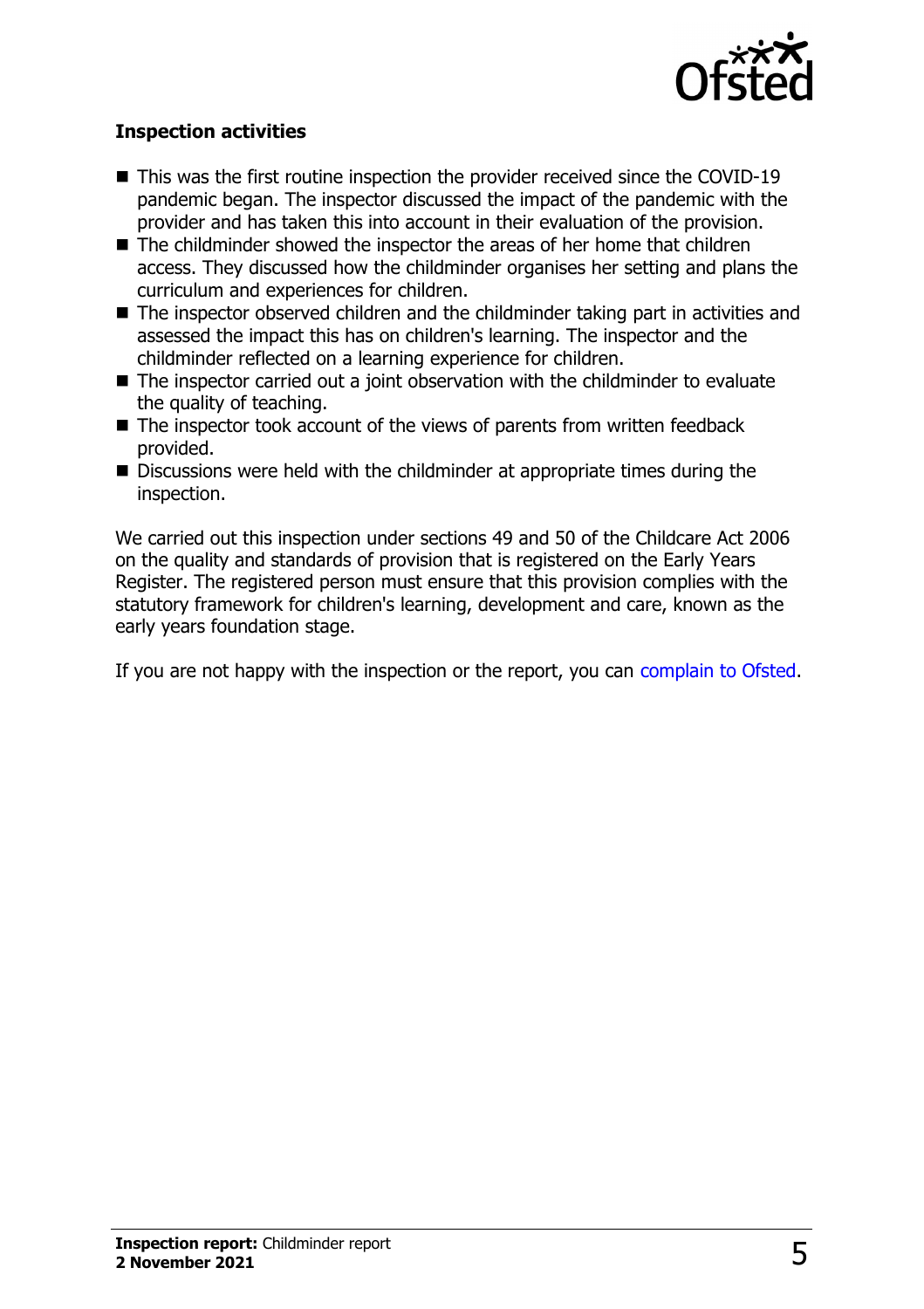### Inspection activities

- This was the first routine inspection the provider received since the COVID-19 pandemic began. The inspector discussed the impact of the pandemic with the provider and has taken this into account in their evaluation of the provision.
- The childminder showed the inspector the areas of her home that children access. They discussed how the childminder organises her setting and plans the curriculum and experiences for children.
- The inspector observed children and the childminder taking part in activities and assessed the impact this has on children's learning. The inspector and the childminder reflected on a learning experience for children.
- The inspector carried out a joint observation with the childminder to evaluate the quality of teaching.
- The inspector took account of the views of parents from written feedback provided.
- Discussions were held with the childminder at appropriate times during the inspection.

We carried out this inspection under sections 49 and 50 of the Childcare Act 2006 on the quality and standards of provision that is registered on the Early Years Register. The registered person must ensure that this provision complies with the statutory framework for children's learning, development and care, known as the early years foundation stage.

If you are not happy with the inspection or the report, you can complain to Ofsted.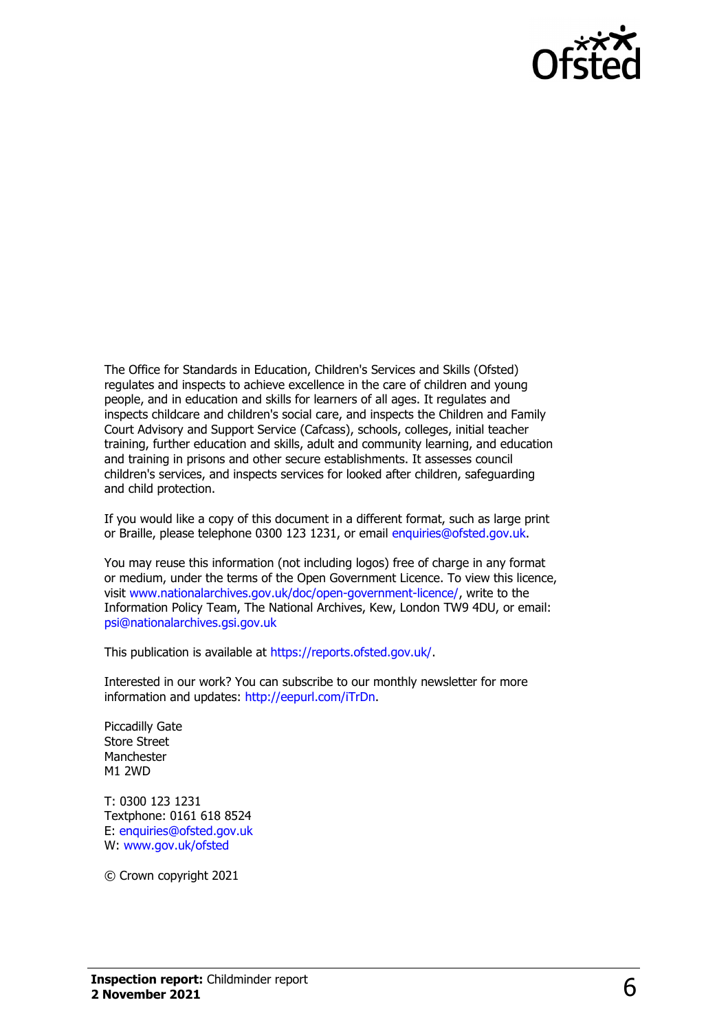The Office for Standards in Education, Children's Services and Skills (Ofsted) regulates and inspects to achieve excellence in the care of children and young people, and in education and skills for learners of all ages. It regulates and inspects childcare and children's social care, and inspects the Children and Family Court Advisory and Support Service (Cafcass), schools, colleges, initial teacher training, further education and skills, adult and community learning, and education and training in prisons and other secure establishments. It assesses council children's services, and inspects services for looked after children, safeguarding and child protection.

If you would like a copy of this document in a different format, such as large print or Braille, please telephone 0300 123 1231, or email enquiries@ofsted.gov.uk.

You may reuse this information (not including logos) free of charge in any format or medium, under the terms of the Open Government Licence. To view this licence, visit www.nationalarchives.gov.uk/doc/open-government-licence/, write to the Information Policy Team, The National Archives, Kew, London TW9 4DU, or email: psi@nationalarchives.gsi.gov.uk

This publication is available at https://reports.ofsted.gov.uk/.

Interested in our work? You can subscribe to our monthly newsletter for more information and updates: http://eepurl.com/iTrDn.

Piccadilly Gate
Store Street
Manchester
M1 2WD

T: 0300 123 1231
Textphone: 0161 618 8524
E: enquiries@ofsted.gov.uk
W: www.gov.uk/ofsted

© Crown copyright 2021